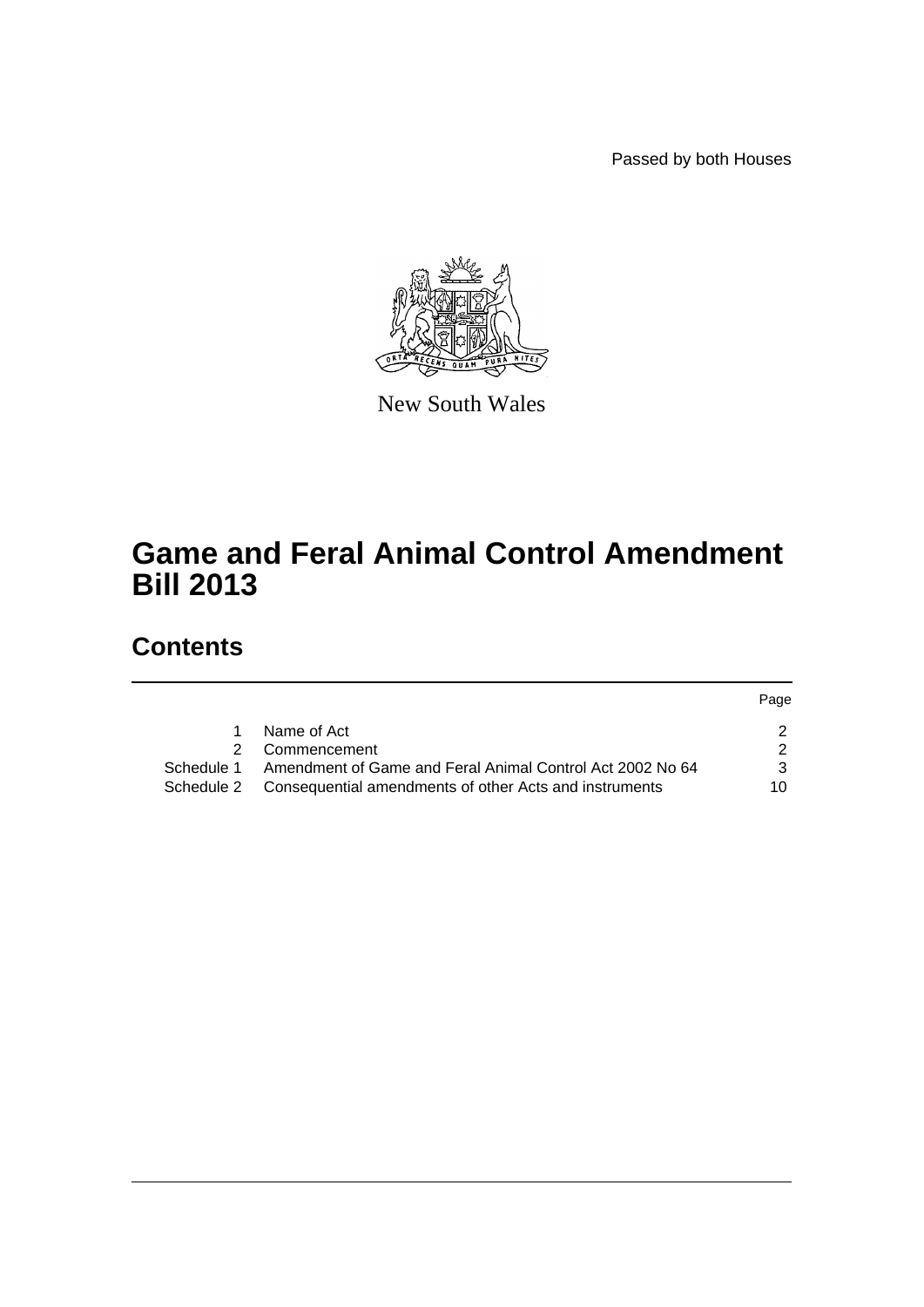Passed by both Houses

New South Wales

# Game and Feral Animal Control Amendment Bill 2013

## Contents

| | | Page |
|---|---|---|
| 1 | Name of Act | 2 |
| 2 | Commencement | 2 |
| Schedule 1 | Amendment of Game and Feral Animal Control Act 2002 No 64 | 3 |
| Schedule 2 | Consequential amendments of other Acts and instruments | 10 |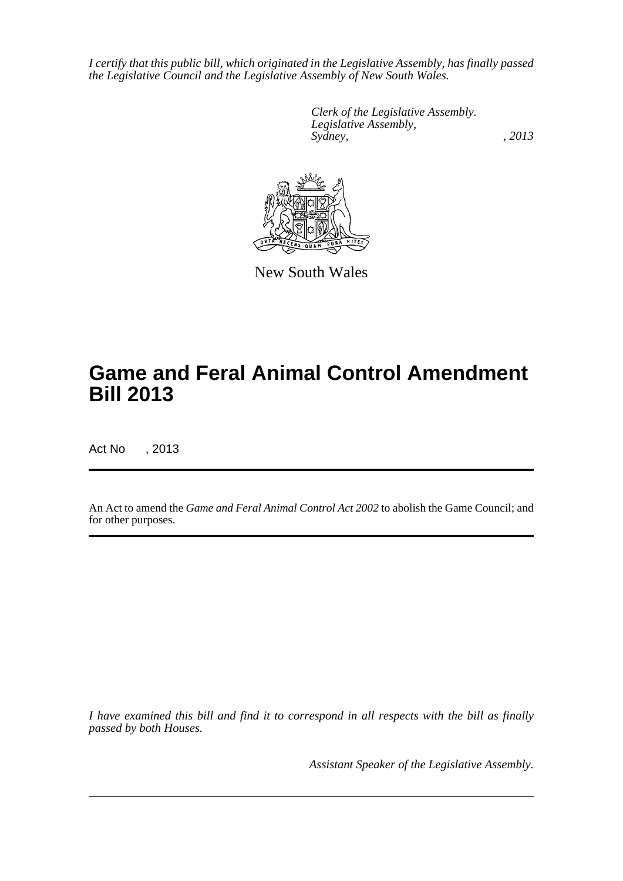*I certify that this public bill, which originated in the Legislative Assembly, has finally passed the Legislative Council and the Legislative Assembly of New South Wales.*

*Clerk of the Legislative Assembly.*
*Legislative Assembly,*
*Sydney, , 2013*

New South Wales

# Game and Feral Animal Control Amendment Bill 2013

Act No , 2013

An Act to amend the *Game and Feral Animal Control Act 2002* to abolish the Game Council; and for other purposes.

*I have examined this bill and find it to correspond in all respects with the bill as finally passed by both Houses.*

*Assistant Speaker of the Legislative Assembly.*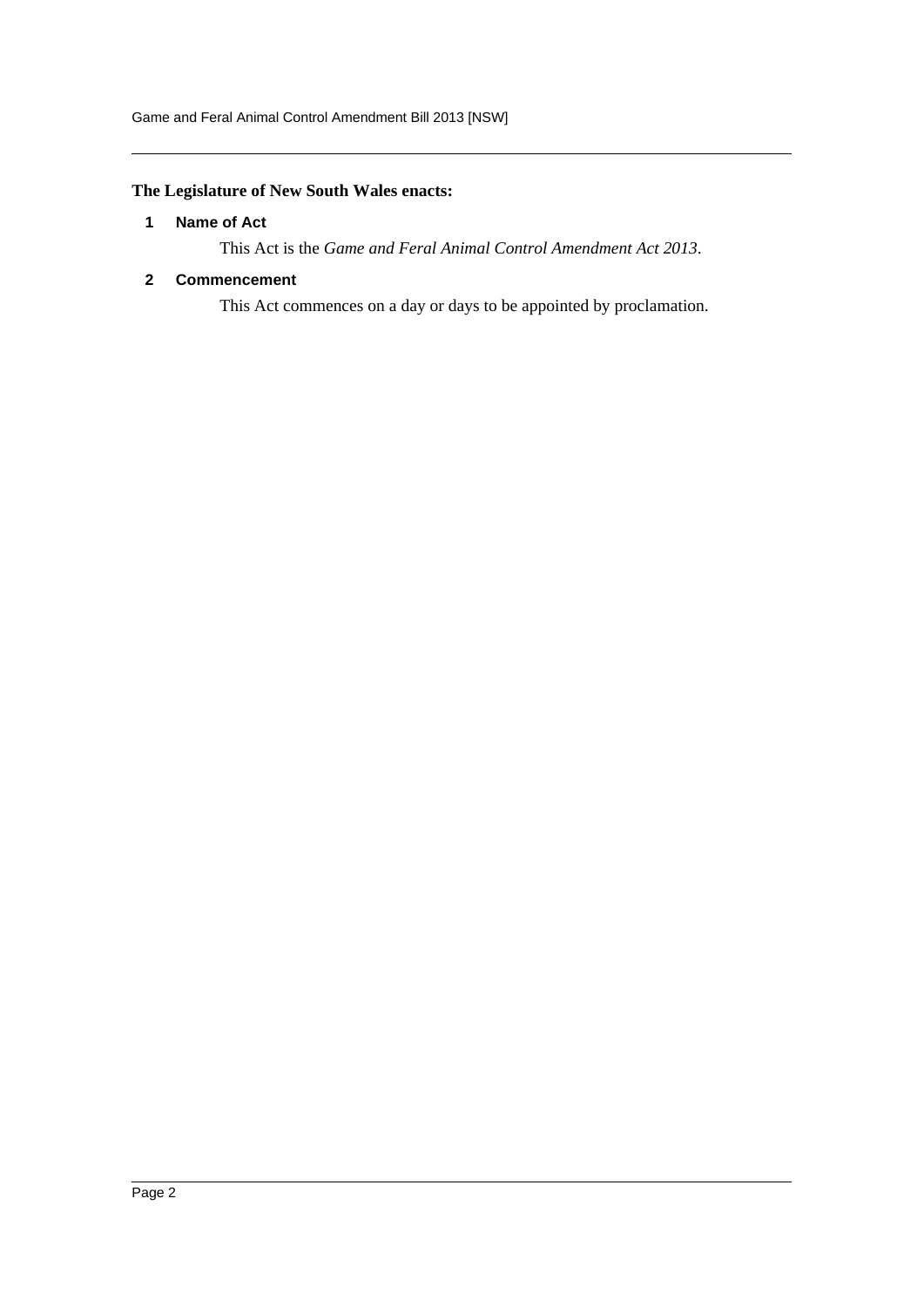**The Legislature of New South Wales enacts:**

## 1 Name of Act

This Act is the *Game and Feral Animal Control Amendment Act 2013*.

## 2 Commencement

This Act commences on a day or days to be appointed by proclamation.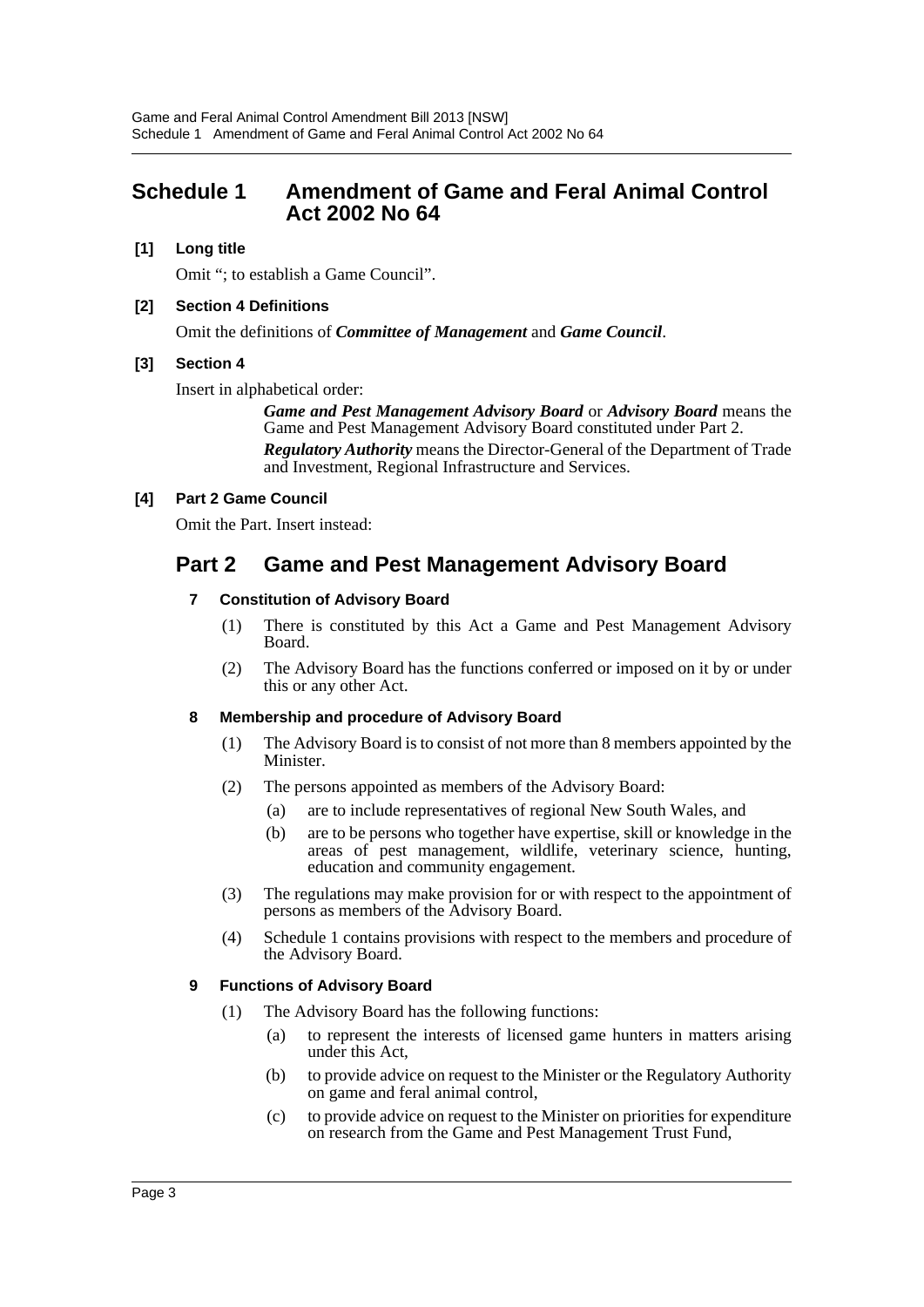## Schedule 1 Amendment of Game and Feral Animal Control Act 2002 No 64

**[1] Long title**

Omit "; to establish a Game Council".

**[2] Section 4 Definitions**

Omit the definitions of ***Committee of Management*** and ***Game Council***.

**[3] Section 4**

Insert in alphabetical order:

> ***Game and Pest Management Advisory Board*** or ***Advisory Board*** means the Game and Pest Management Advisory Board constituted under Part 2.
>
> ***Regulatory Authority*** means the Director-General of the Department of Trade and Investment, Regional Infrastructure and Services.

**[4] Part 2 Game Council**

Omit the Part. Insert instead:

## Part 2 Game and Pest Management Advisory Board

### 7 Constitution of Advisory Board

(1) There is constituted by this Act a Game and Pest Management Advisory Board.

(2) The Advisory Board has the functions conferred or imposed on it by or under this or any other Act.

### 8 Membership and procedure of Advisory Board

(1) The Advisory Board is to consist of not more than 8 members appointed by the Minister.

(2) The persons appointed as members of the Advisory Board:

- (a) are to include representatives of regional New South Wales, and
- (b) are to be persons who together have expertise, skill or knowledge in the areas of pest management, wildlife, veterinary science, hunting, education and community engagement.

(3) The regulations may make provision for or with respect to the appointment of persons as members of the Advisory Board.

(4) Schedule 1 contains provisions with respect to the members and procedure of the Advisory Board.

### 9 Functions of Advisory Board

(1) The Advisory Board has the following functions:

- (a) to represent the interests of licensed game hunters in matters arising under this Act,
- (b) to provide advice on request to the Minister or the Regulatory Authority on game and feral animal control,
- (c) to provide advice on request to the Minister on priorities for expenditure on research from the Game and Pest Management Trust Fund,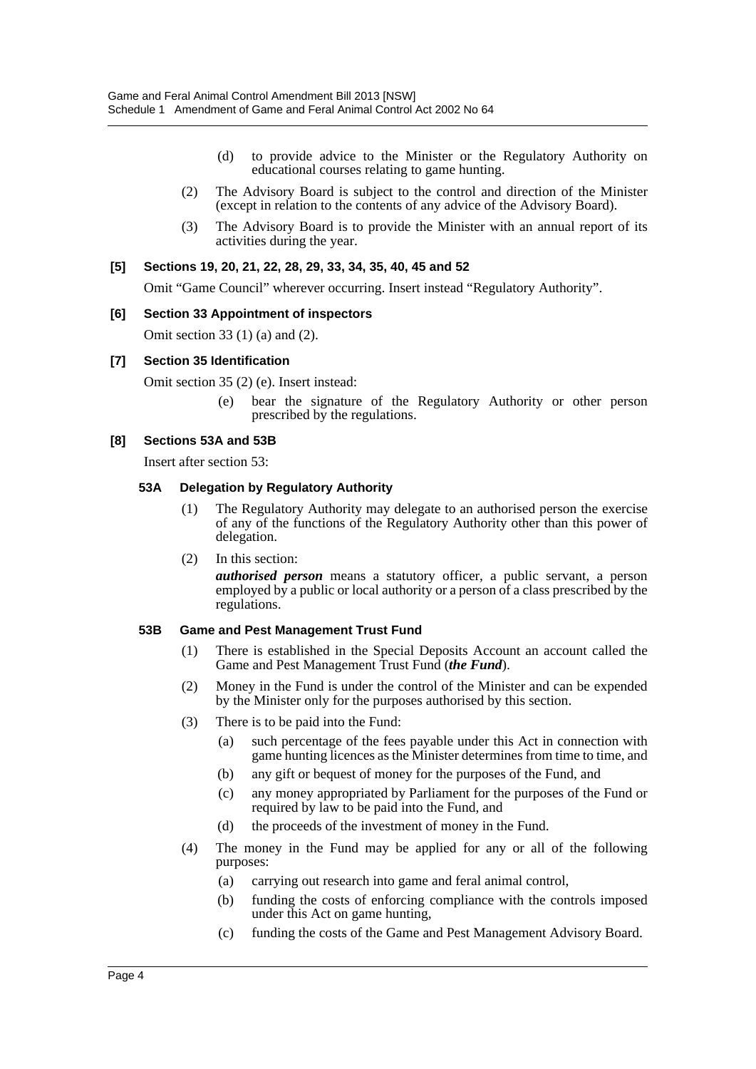(d) to provide advice to the Minister or the Regulatory Authority on educational courses relating to game hunting.

(2) The Advisory Board is subject to the control and direction of the Minister (except in relation to the contents of any advice of the Advisory Board).

(3) The Advisory Board is to provide the Minister with an annual report of its activities during the year.

### [5] Sections 19, 20, 21, 22, 28, 29, 33, 34, 35, 40, 45 and 52

Omit "Game Council" wherever occurring. Insert instead "Regulatory Authority".

### [6] Section 33 Appointment of inspectors

Omit section 33 (1) (a) and (2).

### [7] Section 35 Identification

Omit section 35 (2) (e). Insert instead:

(e) bear the signature of the Regulatory Authority or other person prescribed by the regulations.

### [8] Sections 53A and 53B

Insert after section 53:

#### 53A Delegation by Regulatory Authority

(1) The Regulatory Authority may delegate to an authorised person the exercise of any of the functions of the Regulatory Authority other than this power of delegation.

(2) In this section:

***authorised person*** means a statutory officer, a public servant, a person employed by a public or local authority or a person of a class prescribed by the regulations.

#### 53B Game and Pest Management Trust Fund

(1) There is established in the Special Deposits Account an account called the Game and Pest Management Trust Fund (***the Fund***).

(2) Money in the Fund is under the control of the Minister and can be expended by the Minister only for the purposes authorised by this section.

(3) There is to be paid into the Fund:

(a) such percentage of the fees payable under this Act in connection with game hunting licences as the Minister determines from time to time, and

(b) any gift or bequest of money for the purposes of the Fund, and

(c) any money appropriated by Parliament for the purposes of the Fund or required by law to be paid into the Fund, and

(d) the proceeds of the investment of money in the Fund.

(4) The money in the Fund may be applied for any or all of the following purposes:

(a) carrying out research into game and feral animal control,

(b) funding the costs of enforcing compliance with the controls imposed under this Act on game hunting,

(c) funding the costs of the Game and Pest Management Advisory Board.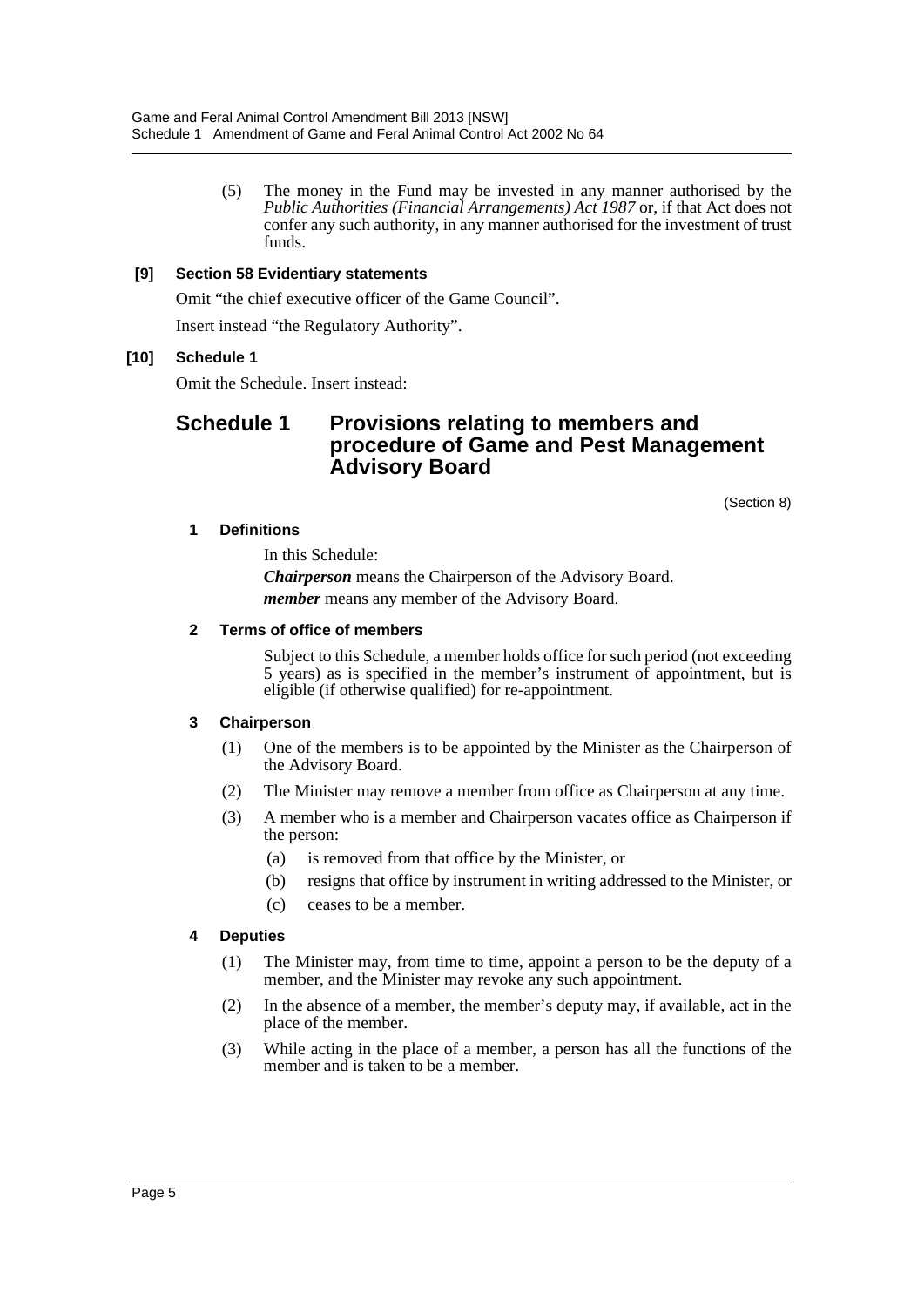(5) The money in the Fund may be invested in any manner authorised by the *Public Authorities (Financial Arrangements) Act 1987* or, if that Act does not confer any such authority, in any manner authorised for the investment of trust funds.

**[9] Section 58 Evidentiary statements**

Omit "the chief executive officer of the Game Council".

Insert instead "the Regulatory Authority".

**[10] Schedule 1**

Omit the Schedule. Insert instead:

## Schedule 1 Provisions relating to members and procedure of Game and Pest Management Advisory Board

(Section 8)

**1 Definitions**

In this Schedule:

***Chairperson*** means the Chairperson of the Advisory Board.

***member*** means any member of the Advisory Board.

**2 Terms of office of members**

Subject to this Schedule, a member holds office for such period (not exceeding 5 years) as is specified in the member's instrument of appointment, but is eligible (if otherwise qualified) for re-appointment.

**3 Chairperson**

(1) One of the members is to be appointed by the Minister as the Chairperson of the Advisory Board.

(2) The Minister may remove a member from office as Chairperson at any time.

(3) A member who is a member and Chairperson vacates office as Chairperson if the person:

- (a) is removed from that office by the Minister, or
- (b) resigns that office by instrument in writing addressed to the Minister, or
- (c) ceases to be a member.

**4 Deputies**

(1) The Minister may, from time to time, appoint a person to be the deputy of a member, and the Minister may revoke any such appointment.

(2) In the absence of a member, the member's deputy may, if available, act in the place of the member.

(3) While acting in the place of a member, a person has all the functions of the member and is taken to be a member.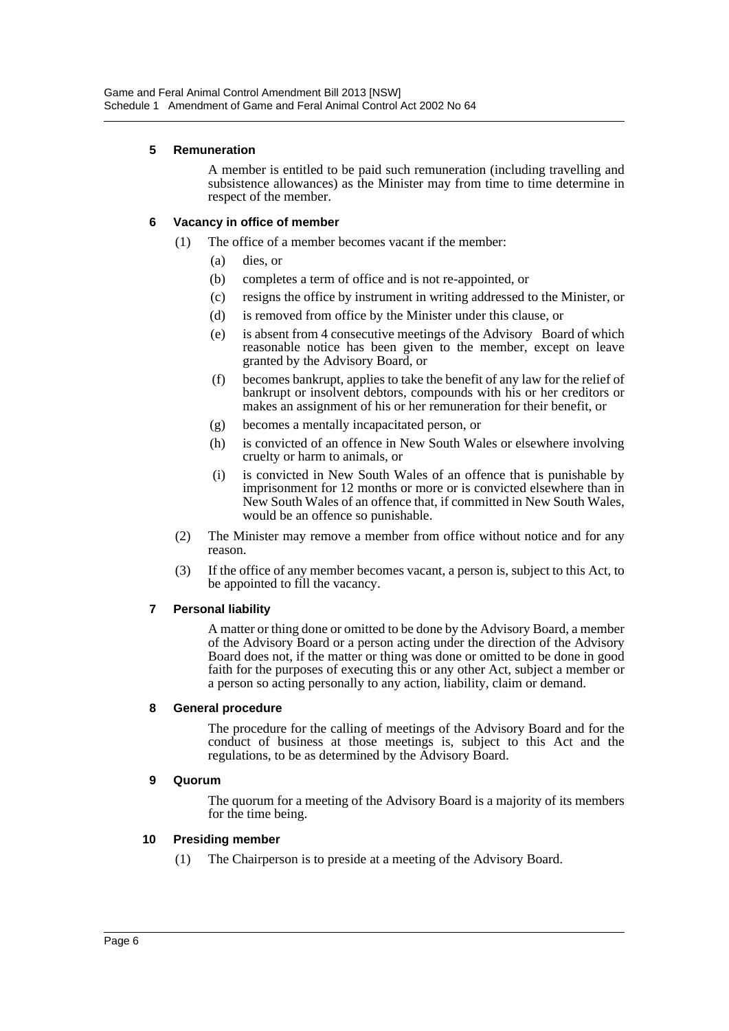**5 Remuneration**

A member is entitled to be paid such remuneration (including travelling and subsistence allowances) as the Minister may from time to time determine in respect of the member.

**6 Vacancy in office of member**

(1) The office of a member becomes vacant if the member:

(a) dies, or

(b) completes a term of office and is not re-appointed, or

(c) resigns the office by instrument in writing addressed to the Minister, or

(d) is removed from office by the Minister under this clause, or

(e) is absent from 4 consecutive meetings of the Advisory Board of which reasonable notice has been given to the member, except on leave granted by the Advisory Board, or

(f) becomes bankrupt, applies to take the benefit of any law for the relief of bankrupt or insolvent debtors, compounds with his or her creditors or makes an assignment of his or her remuneration for their benefit, or

(g) becomes a mentally incapacitated person, or

(h) is convicted of an offence in New South Wales or elsewhere involving cruelty or harm to animals, or

(i) is convicted in New South Wales of an offence that is punishable by imprisonment for 12 months or more or is convicted elsewhere than in New South Wales of an offence that, if committed in New South Wales, would be an offence so punishable.

(2) The Minister may remove a member from office without notice and for any reason.

(3) If the office of any member becomes vacant, a person is, subject to this Act, to be appointed to fill the vacancy.

**7 Personal liability**

A matter or thing done or omitted to be done by the Advisory Board, a member of the Advisory Board or a person acting under the direction of the Advisory Board does not, if the matter or thing was done or omitted to be done in good faith for the purposes of executing this or any other Act, subject a member or a person so acting personally to any action, liability, claim or demand.

**8 General procedure**

The procedure for the calling of meetings of the Advisory Board and for the conduct of business at those meetings is, subject to this Act and the regulations, to be as determined by the Advisory Board.

**9 Quorum**

The quorum for a meeting of the Advisory Board is a majority of its members for the time being.

**10 Presiding member**

(1) The Chairperson is to preside at a meeting of the Advisory Board.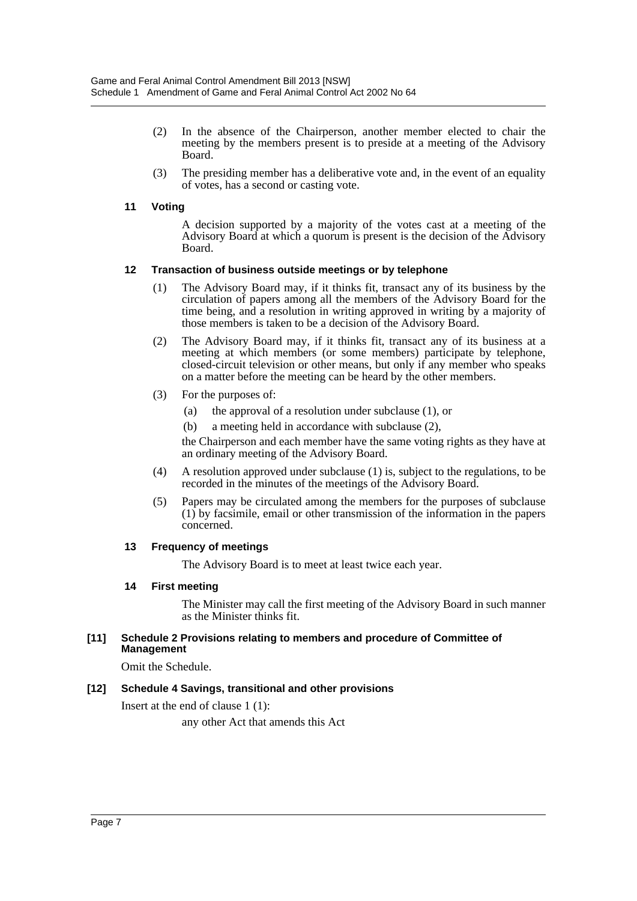(2) In the absence of the Chairperson, another member elected to chair the meeting by the members present is to preside at a meeting of the Advisory Board.

(3) The presiding member has a deliberative vote and, in the event of an equality of votes, has a second or casting vote.

#### 11 Voting

A decision supported by a majority of the votes cast at a meeting of the Advisory Board at which a quorum is present is the decision of the Advisory Board.

#### 12 Transaction of business outside meetings or by telephone

(1) The Advisory Board may, if it thinks fit, transact any of its business by the circulation of papers among all the members of the Advisory Board for the time being, and a resolution in writing approved in writing by a majority of those members is taken to be a decision of the Advisory Board.

(2) The Advisory Board may, if it thinks fit, transact any of its business at a meeting at which members (or some members) participate by telephone, closed-circuit television or other means, but only if any member who speaks on a matter before the meeting can be heard by the other members.

(3) For the purposes of:

(a) the approval of a resolution under subclause (1), or

(b) a meeting held in accordance with subclause (2),

the Chairperson and each member have the same voting rights as they have at an ordinary meeting of the Advisory Board.

(4) A resolution approved under subclause (1) is, subject to the regulations, to be recorded in the minutes of the meetings of the Advisory Board.

(5) Papers may be circulated among the members for the purposes of subclause (1) by facsimile, email or other transmission of the information in the papers concerned.

#### 13 Frequency of meetings

The Advisory Board is to meet at least twice each year.

#### 14 First meeting

The Minister may call the first meeting of the Advisory Board in such manner as the Minister thinks fit.

### [11] Schedule 2 Provisions relating to members and procedure of Committee of Management

Omit the Schedule.

### [12] Schedule 4 Savings, transitional and other provisions

Insert at the end of clause 1 (1):

any other Act that amends this Act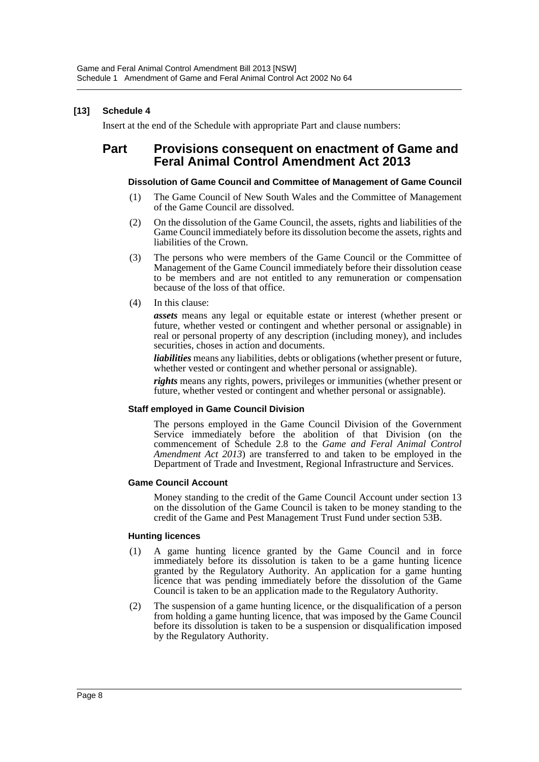**[13] Schedule 4**

Insert at the end of the Schedule with appropriate Part and clause numbers:

## Part Provisions consequent on enactment of Game and Feral Animal Control Amendment Act 2013

#### Dissolution of Game Council and Committee of Management of Game Council

(1) The Game Council of New South Wales and the Committee of Management of the Game Council are dissolved.

(2) On the dissolution of the Game Council, the assets, rights and liabilities of the Game Council immediately before its dissolution become the assets, rights and liabilities of the Crown.

(3) The persons who were members of the Game Council or the Committee of Management of the Game Council immediately before their dissolution cease to be members and are not entitled to any remuneration or compensation because of the loss of that office.

(4) In this clause:

***assets*** means any legal or equitable estate or interest (whether present or future, whether vested or contingent and whether personal or assignable) in real or personal property of any description (including money), and includes securities, choses in action and documents.

***liabilities*** means any liabilities, debts or obligations (whether present or future, whether vested or contingent and whether personal or assignable).

***rights*** means any rights, powers, privileges or immunities (whether present or future, whether vested or contingent and whether personal or assignable).

#### Staff employed in Game Council Division

The persons employed in the Game Council Division of the Government Service immediately before the abolition of that Division (on the commencement of Schedule 2.8 to the *Game and Feral Animal Control Amendment Act 2013*) are transferred to and taken to be employed in the Department of Trade and Investment, Regional Infrastructure and Services.

#### Game Council Account

Money standing to the credit of the Game Council Account under section 13 on the dissolution of the Game Council is taken to be money standing to the credit of the Game and Pest Management Trust Fund under section 53B.

#### Hunting licences

(1) A game hunting licence granted by the Game Council and in force immediately before its dissolution is taken to be a game hunting licence granted by the Regulatory Authority. An application for a game hunting licence that was pending immediately before the dissolution of the Game Council is taken to be an application made to the Regulatory Authority.

(2) The suspension of a game hunting licence, or the disqualification of a person from holding a game hunting licence, that was imposed by the Game Council before its dissolution is taken to be a suspension or disqualification imposed by the Regulatory Authority.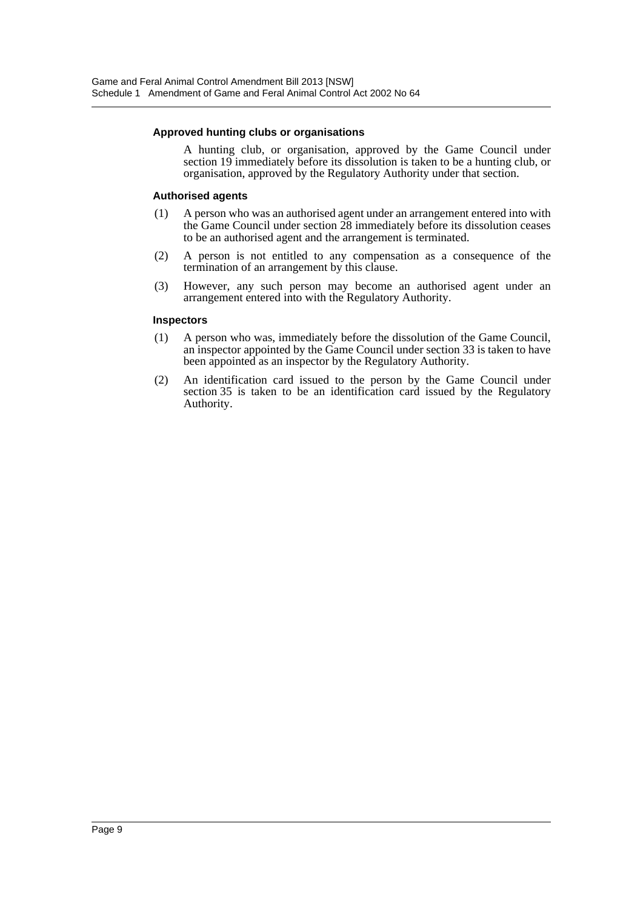#### Approved hunting clubs or organisations

A hunting club, or organisation, approved by the Game Council under section 19 immediately before its dissolution is taken to be a hunting club, or organisation, approved by the Regulatory Authority under that section.

#### Authorised agents

(1) A person who was an authorised agent under an arrangement entered into with the Game Council under section 28 immediately before its dissolution ceases to be an authorised agent and the arrangement is terminated.

(2) A person is not entitled to any compensation as a consequence of the termination of an arrangement by this clause.

(3) However, any such person may become an authorised agent under an arrangement entered into with the Regulatory Authority.

#### Inspectors

(1) A person who was, immediately before the dissolution of the Game Council, an inspector appointed by the Game Council under section 33 is taken to have been appointed as an inspector by the Regulatory Authority.

(2) An identification card issued to the person by the Game Council under section 35 is taken to be an identification card issued by the Regulatory Authority.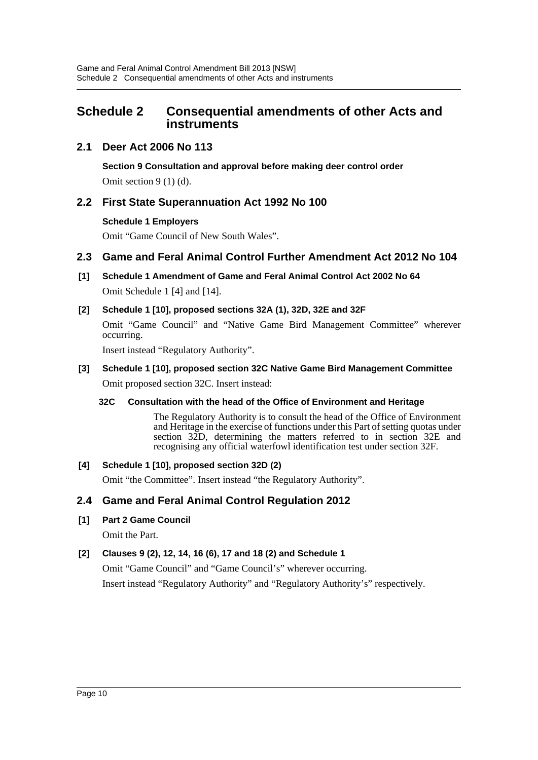# Schedule 2 Consequential amendments of other Acts and instruments

## 2.1 Deer Act 2006 No 113

**Section 9 Consultation and approval before making deer control order**

Omit section 9 (1) (d).

## 2.2 First State Superannuation Act 1992 No 100

**Schedule 1 Employers**

Omit "Game Council of New South Wales".

## 2.3 Game and Feral Animal Control Further Amendment Act 2012 No 104

**[1] Schedule 1 Amendment of Game and Feral Animal Control Act 2002 No 64**

Omit Schedule 1 [4] and [14].

**[2] Schedule 1 [10], proposed sections 32A (1), 32D, 32E and 32F**

Omit "Game Council" and "Native Game Bird Management Committee" wherever occurring.

Insert instead "Regulatory Authority".

**[3] Schedule 1 [10], proposed section 32C Native Game Bird Management Committee**

Omit proposed section 32C. Insert instead:

**32C Consultation with the head of the Office of Environment and Heritage**

The Regulatory Authority is to consult the head of the Office of Environment and Heritage in the exercise of functions under this Part of setting quotas under section 32D, determining the matters referred to in section 32E and recognising any official waterfowl identification test under section 32F.

**[4] Schedule 1 [10], proposed section 32D (2)**

Omit "the Committee". Insert instead "the Regulatory Authority".

## 2.4 Game and Feral Animal Control Regulation 2012

**[1] Part 2 Game Council**

Omit the Part.

**[2] Clauses 9 (2), 12, 14, 16 (6), 17 and 18 (2) and Schedule 1**

Omit "Game Council" and "Game Council's" wherever occurring.

Insert instead "Regulatory Authority" and "Regulatory Authority's" respectively.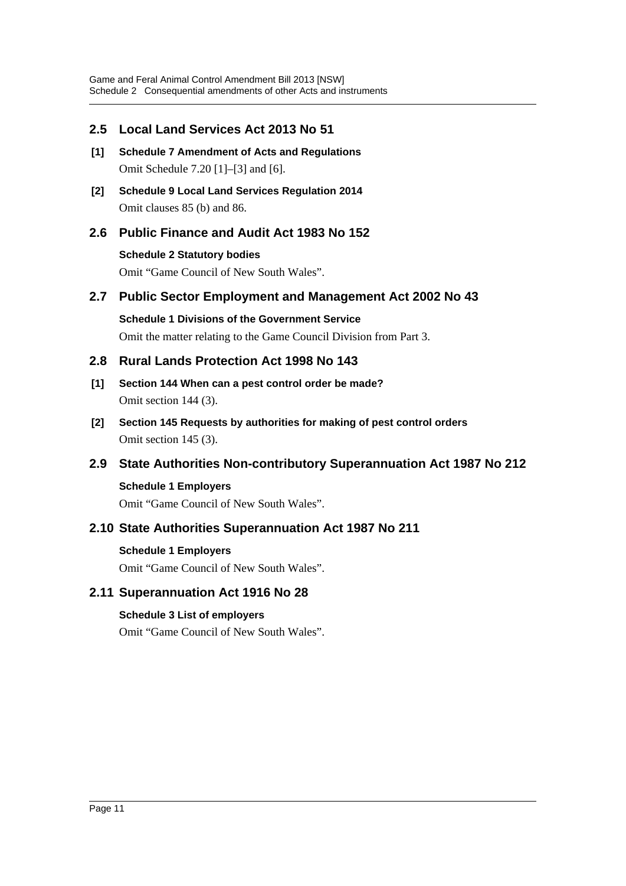## 2.5 Local Land Services Act 2013 No 51

**[1] Schedule 7 Amendment of Acts and Regulations**

Omit Schedule 7.20 [1]–[3] and [6].

**[2] Schedule 9 Local Land Services Regulation 2014**

Omit clauses 85 (b) and 86.

## 2.6 Public Finance and Audit Act 1983 No 152

**Schedule 2 Statutory bodies**

Omit "Game Council of New South Wales".

## 2.7 Public Sector Employment and Management Act 2002 No 43

**Schedule 1 Divisions of the Government Service**

Omit the matter relating to the Game Council Division from Part 3.

## 2.8 Rural Lands Protection Act 1998 No 143

**[1] Section 144 When can a pest control order be made?**

Omit section 144 (3).

**[2] Section 145 Requests by authorities for making of pest control orders**

Omit section 145 (3).

## 2.9 State Authorities Non-contributory Superannuation Act 1987 No 212

**Schedule 1 Employers**

Omit "Game Council of New South Wales".

## 2.10 State Authorities Superannuation Act 1987 No 211

**Schedule 1 Employers**

Omit "Game Council of New South Wales".

## 2.11 Superannuation Act 1916 No 28

**Schedule 3 List of employers**

Omit "Game Council of New South Wales".